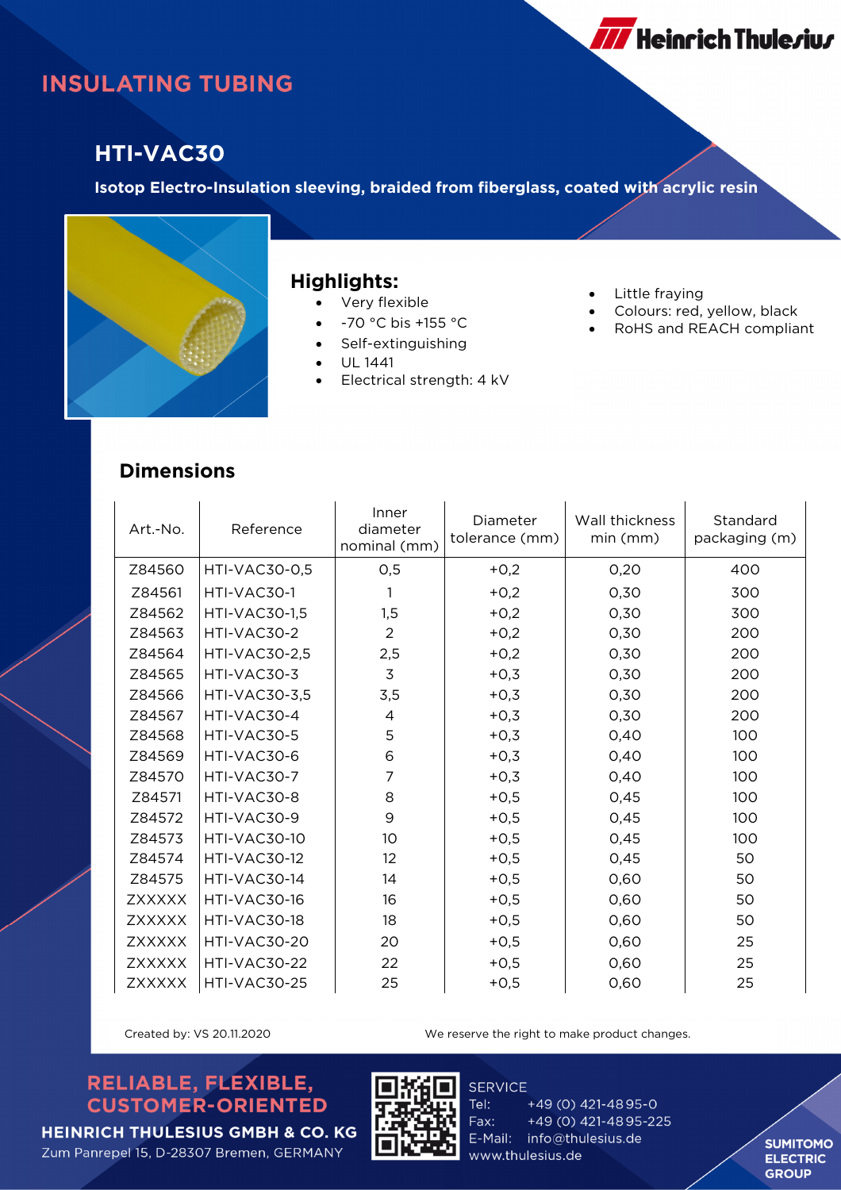# INSULATING TUBING

## HTI-VAC30

**Isotop Electro-Insulation sleeving, braided from fiberglass, coated with acrylic resin**

### Highlights:

- Very flexible
- -70 °C bis +155 °C
- Self-extinguishing
- UL 1441
- Electrical strength: 4 kV
- Little fraying
- Colours: red, yellow, black
- RoHS and REACH compliant

### Dimensions

| Art.-No. | Reference | Inner diameter nominal (mm) | Diameter tolerance (mm) | Wall thickness min (mm) | Standard packaging (m) |
|---|---|---|---|---|---|
| Z84560 | HTI-VAC30-0,5 | 0,5 | +0,2 | 0,20 | 400 |
| Z84561 | HTI-VAC30-1 | 1 | +0,2 | 0,30 | 300 |
| Z84562 | HTI-VAC30-1,5 | 1,5 | +0,2 | 0,30 | 300 |
| Z84563 | HTI-VAC30-2 | 2 | +0,2 | 0,30 | 200 |
| Z84564 | HTI-VAC30-2,5 | 2,5 | +0,2 | 0,30 | 200 |
| Z84565 | HTI-VAC30-3 | 3 | +0,3 | 0,30 | 200 |
| Z84566 | HTI-VAC30-3,5 | 3,5 | +0,3 | 0,30 | 200 |
| Z84567 | HTI-VAC30-4 | 4 | +0,3 | 0,30 | 200 |
| Z84568 | HTI-VAC30-5 | 5 | +0,3 | 0,40 | 100 |
| Z84569 | HTI-VAC30-6 | 6 | +0,3 | 0,40 | 100 |
| Z84570 | HTI-VAC30-7 | 7 | +0,3 | 0,40 | 100 |
| Z84571 | HTI-VAC30-8 | 8 | +0,5 | 0,45 | 100 |
| Z84572 | HTI-VAC30-9 | 9 | +0,5 | 0,45 | 100 |
| Z84573 | HTI-VAC30-10 | 10 | +0,5 | 0,45 | 100 |
| Z84574 | HTI-VAC30-12 | 12 | +0,5 | 0,45 | 50 |
| Z84575 | HTI-VAC30-14 | 14 | +0,5 | 0,60 | 50 |
| ZXXXXX | HTI-VAC30-16 | 16 | +0,5 | 0,60 | 50 |
| ZXXXXX | HTI-VAC30-18 | 18 | +0,5 | 0,60 | 50 |
| ZXXXXX | HTI-VAC30-20 | 20 | +0,5 | 0,60 | 25 |
| ZXXXXX | HTI-VAC30-22 | 22 | +0,5 | 0,60 | 25 |
| ZXXXXX | HTI-VAC30-25 | 25 | +0,5 | 0,60 | 25 |

Created by: VS 20.11.2020

We reserve the right to make product changes.

**RELIABLE, FLEXIBLE, CUSTOMER-ORIENTED**

**HEINRICH THULESIUS GMBH & CO. KG**
Zum Panrepel 15, D-28307 Bremen, GERMANY

SERVICE
Tel: +49 (0) 421-4895-0
Fax: +49 (0) 421-4895-225
E-Mail: info@thulesius.de
www.thulesius.de

**SUMITOMO ELECTRIC GROUP**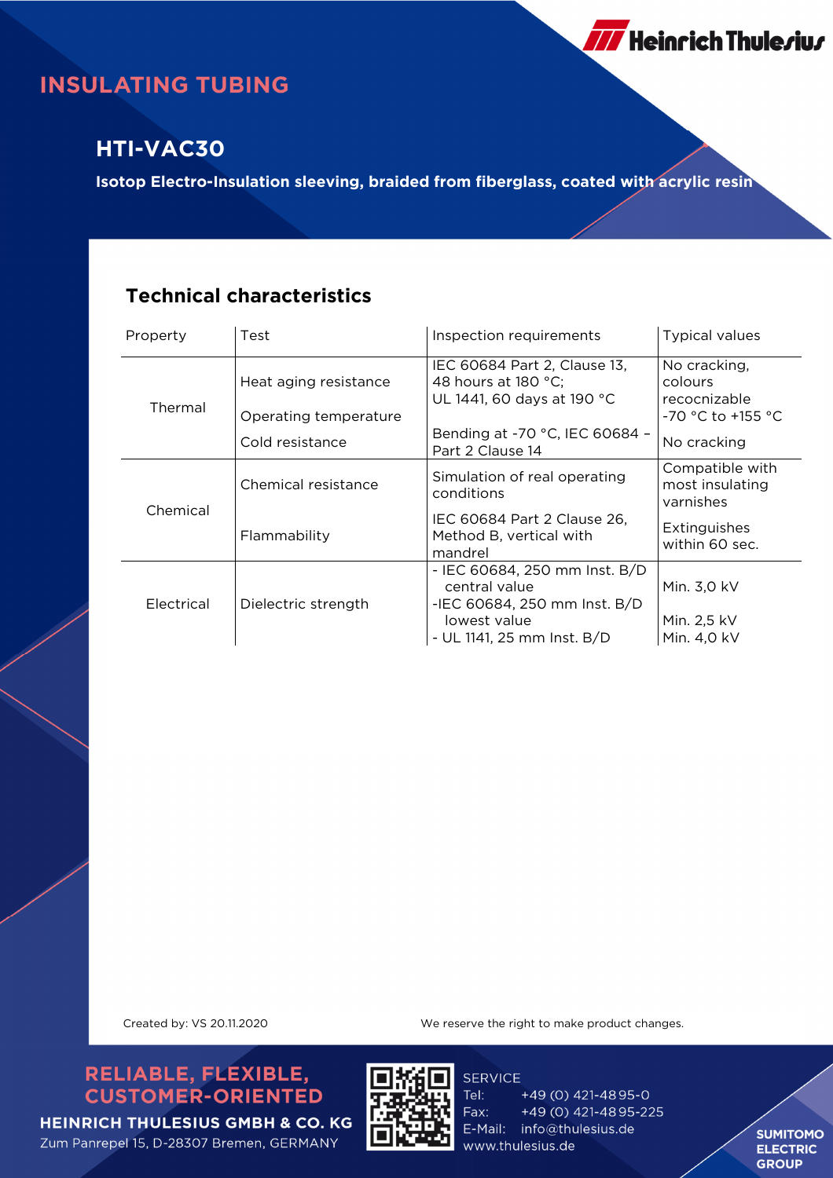# INSULATING TUBING

## HTI-VAC30

**Isotop Electro-Insulation sleeving, braided from fiberglass, coated with acrylic resin**

### Technical characteristics

| Property | Test | Inspection requirements | Typical values |
|---|---|---|---|
| Thermal | Heat aging resistance | IEC 60684 Part 2, Clause 13, 48 hours at 180 °C; UL 1441, 60 days at 190 °C | No cracking, colours recocnizable |
| | Operating temperature | | -70 °C to +155 °C |
| | Cold resistance | Bending at -70 °C, IEC 60684 – Part 2 Clause 14 | No cracking |
| Chemical | Chemical resistance | Simulation of real operating conditions | Compatible with most insulating varnishes |
| | Flammability | IEC 60684 Part 2 Clause 26, Method B, vertical with mandrel | Extinguishes within 60 sec. |
| Electrical | Dielectric strength | - IEC 60684, 250 mm Inst. B/D central value | Min. 3,0 kV |
| | | -IEC 60684, 250 mm Inst. B/D lowest value | Min. 2,5 kV |
| | | - UL 1141, 25 mm Inst. B/D | Min. 4,0 kV |

Created by: VS 20.11.2020

We reserve the right to make product changes.